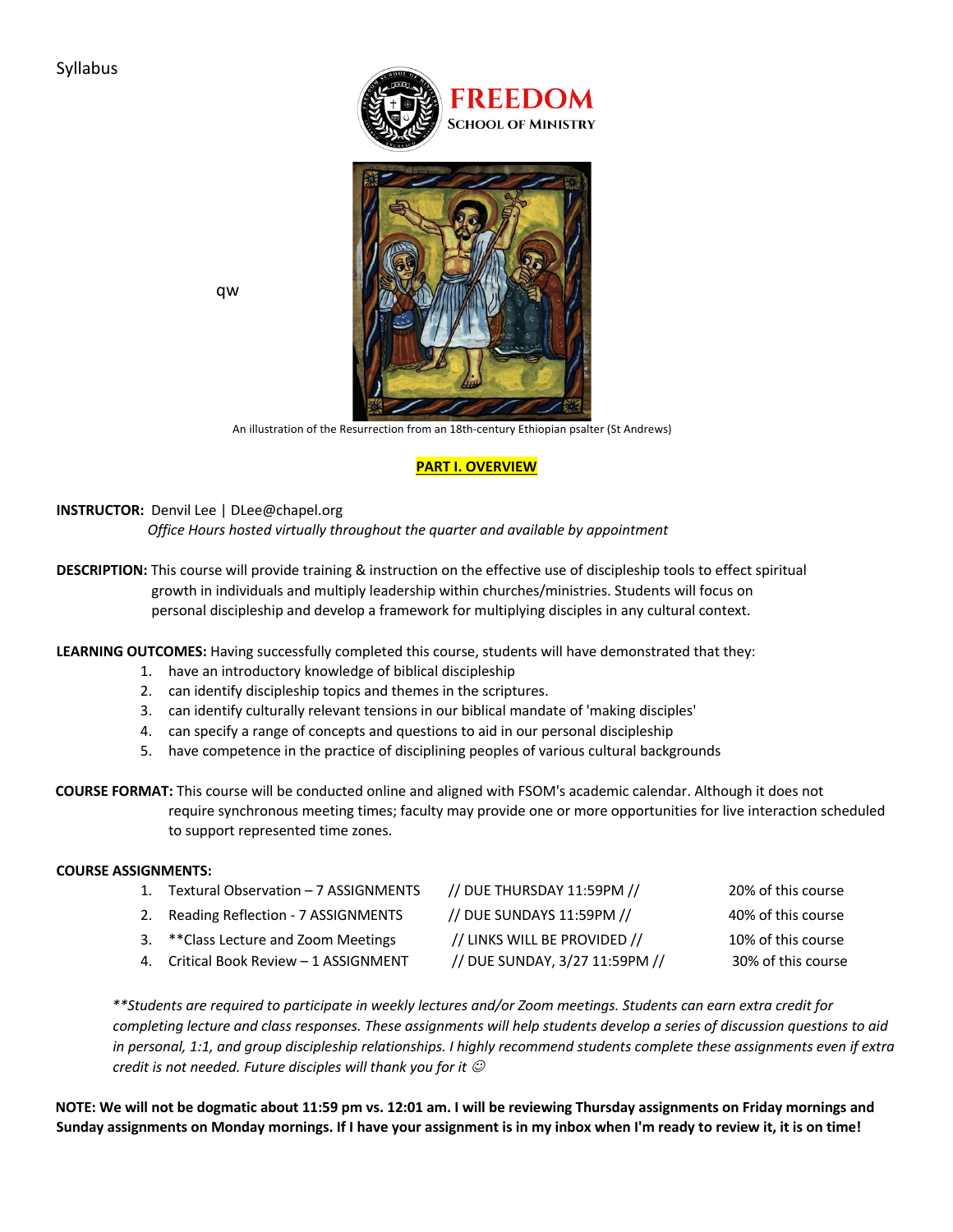Syllabus

FREEDOM
SCHOOL OF MINISTRY

qw

An illustration of the Resurrection from an 18th-century Ethiopian psalter (St Andrews)

## PART I. OVERVIEW

**INSTRUCTOR:** Denvil Lee | DLee@chapel.org
*Office Hours hosted virtually throughout the quarter and available by appointment*

**DESCRIPTION:** This course will provide training & instruction on the effective use of discipleship tools to effect spiritual growth in individuals and multiply leadership within churches/ministries. Students will focus on personal discipleship and develop a framework for multiplying disciples in any cultural context.

**LEARNING OUTCOMES:** Having successfully completed this course, students will have demonstrated that they:

1. have an introductory knowledge of biblical discipleship
2. can identify discipleship topics and themes in the scriptures.
3. can identify culturally relevant tensions in our biblical mandate of 'making disciples'
4. can specify a range of concepts and questions to aid in our personal discipleship
5. have competence in the practice of disciplining peoples of various cultural backgrounds

**COURSE FORMAT:** This course will be conducted online and aligned with FSOM's academic calendar. Although it does not require synchronous meeting times; faculty may provide one or more opportunities for live interaction scheduled to support represented time zones.

**COURSE ASSIGNMENTS:**

| | Assignment | Due | Weight |
|---|---|---|---|
| 1. | Textural Observation – 7 ASSIGNMENTS | // DUE THURSDAY 11:59PM // | 20% of this course |
| 2. | Reading Reflection - 7 ASSIGNMENTS | // DUE SUNDAYS 11:59PM // | 40% of this course |
| 3. | **Class Lecture and Zoom Meetings | // LINKS WILL BE PROVIDED // | 10% of this course |
| 4. | Critical Book Review – 1 ASSIGNMENT | // DUE SUNDAY, 3/27 11:59PM // | 30% of this course |

*\*\*Students are required to participate in weekly lectures and/or Zoom meetings. Students can earn extra credit for completing lecture and class responses. These assignments will help students develop a series of discussion questions to aid in personal, 1:1, and group discipleship relationships. I highly recommend students complete these assignments even if extra credit is not needed. Future disciples will thank you for it ☺*

**NOTE: We will not be dogmatic about 11:59 pm vs. 12:01 am. I will be reviewing Thursday assignments on Friday mornings and Sunday assignments on Monday mornings. If I have your assignment is in my inbox when I'm ready to review it, it is on time!**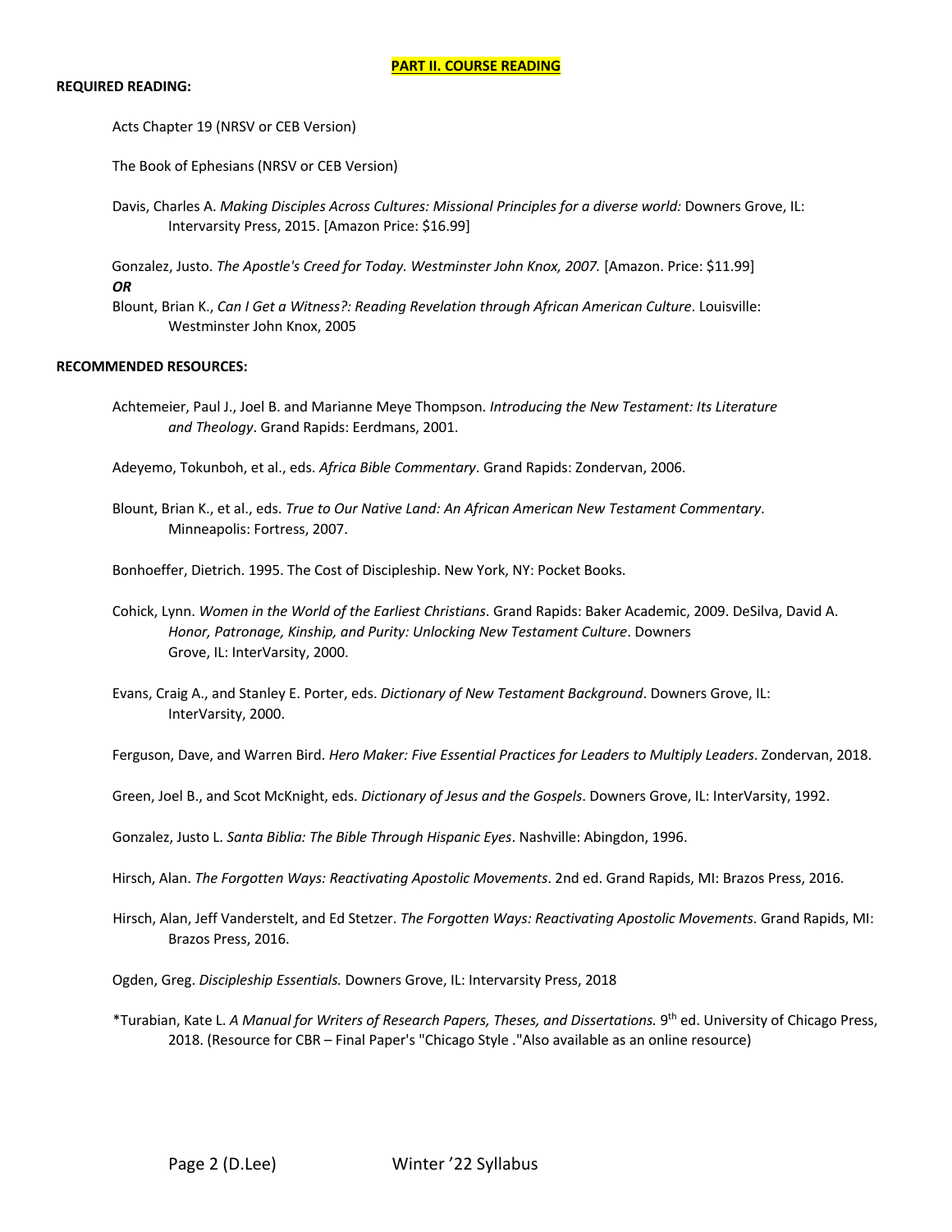## PART II. COURSE READING

**REQUIRED READING:**

Acts Chapter 19 (NRSV or CEB Version)

The Book of Ephesians (NRSV or CEB Version)

Davis, Charles A. *Making Disciples Across Cultures: Missional Principles for a diverse world:* Downers Grove, IL: Intervarsity Press, 2015. [Amazon Price: $16.99]

Gonzalez, Justo. *The Apostle's Creed for Today. Westminster John Knox, 2007.* [Amazon. Price: $11.99]
***OR***
Blount, Brian K., *Can I Get a Witness?: Reading Revelation through African American Culture*. Louisville: Westminster John Knox, 2005

**RECOMMENDED RESOURCES:**

Achtemeier, Paul J., Joel B. and Marianne Meye Thompson. *Introducing the New Testament: Its Literature and Theology*. Grand Rapids: Eerdmans, 2001.

Adeyemo, Tokunboh, et al., eds. *Africa Bible Commentary*. Grand Rapids: Zondervan, 2006.

Blount, Brian K., et al., eds. *True to Our Native Land: An African American New Testament Commentary*. Minneapolis: Fortress, 2007.

Bonhoeffer, Dietrich. 1995. The Cost of Discipleship. New York, NY: Pocket Books.

Cohick, Lynn. *Women in the World of the Earliest Christians*. Grand Rapids: Baker Academic, 2009. DeSilva, David A. *Honor, Patronage, Kinship, and Purity: Unlocking New Testament Culture*. Downers Grove, IL: InterVarsity, 2000.

Evans, Craig A., and Stanley E. Porter, eds. *Dictionary of New Testament Background*. Downers Grove, IL: InterVarsity, 2000.

Ferguson, Dave, and Warren Bird. *Hero Maker: Five Essential Practices for Leaders to Multiply Leaders*. Zondervan, 2018.

Green, Joel B., and Scot McKnight, eds. *Dictionary of Jesus and the Gospels*. Downers Grove, IL: InterVarsity, 1992.

Gonzalez, Justo L. *Santa Biblia: The Bible Through Hispanic Eyes*. Nashville: Abingdon, 1996.

Hirsch, Alan. *The Forgotten Ways: Reactivating Apostolic Movements*. 2nd ed. Grand Rapids, MI: Brazos Press, 2016.

Hirsch, Alan, Jeff Vanderstelt, and Ed Stetzer. *The Forgotten Ways: Reactivating Apostolic Movements*. Grand Rapids, MI: Brazos Press, 2016.

Ogden, Greg. *Discipleship Essentials.* Downers Grove, IL: Intervarsity Press, 2018

*Turabian, Kate L. *A Manual for Writers of Research Papers, Theses, and Dissertations.* 9th ed. University of Chicago Press, 2018. (Resource for CBR – Final Paper's "Chicago Style ."Also available as an online resource)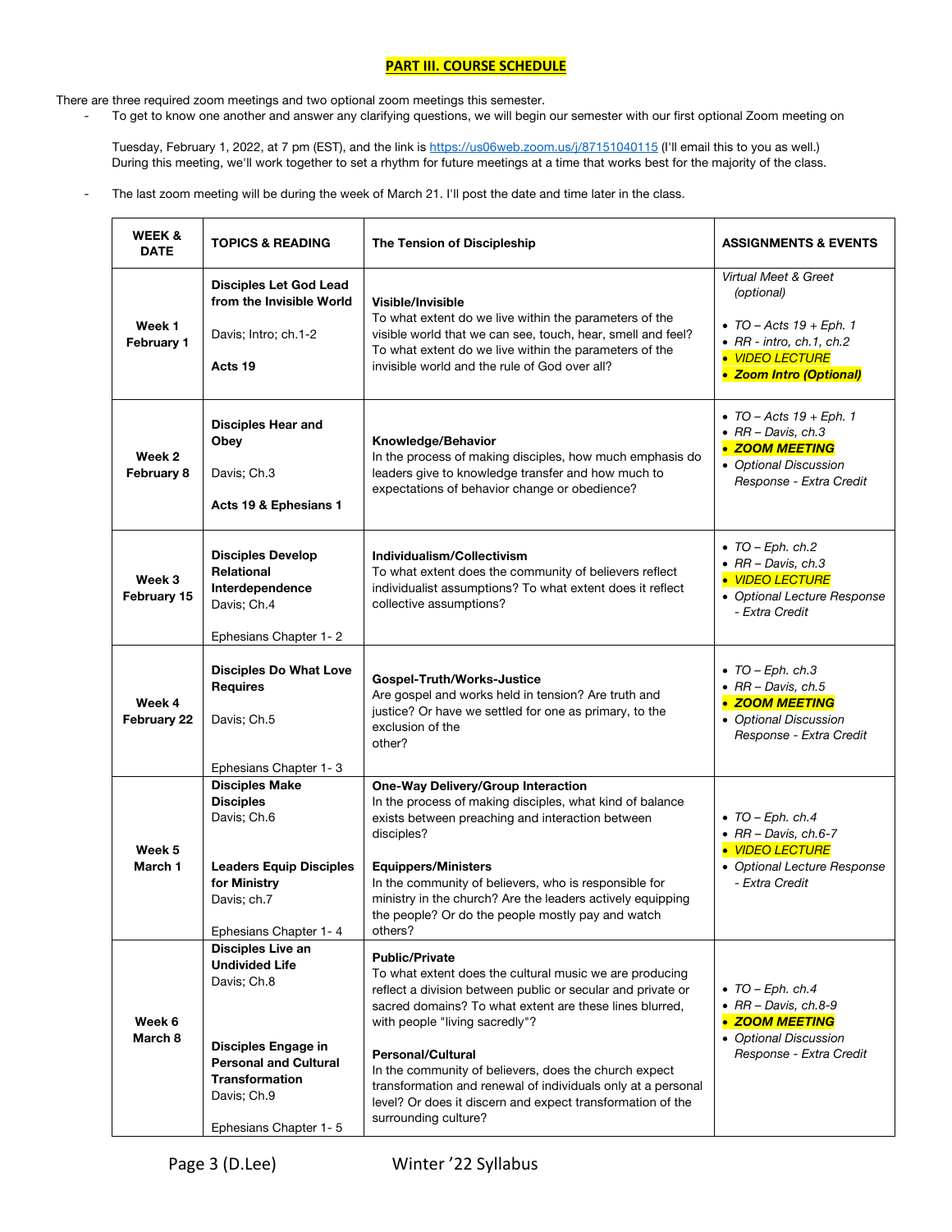## PART III. COURSE SCHEDULE

There are three required zoom meetings and two optional zoom meetings this semester.

- To get to know one another and answer any clarifying questions, we will begin our semester with our first optional Zoom meeting on

  Tuesday, February 1, 2022, at 7 pm (EST), and the link is https://us06web.zoom.us/j/87151040115 (I'll email this to you as well.) During this meeting, we'll work together to set a rhythm for future meetings at a time that works best for the majority of the class.

- The last zoom meeting will be during the week of March 21. I'll post the date and time later in the class.

| WEEK & DATE | TOPICS & READING | The Tension of Discipleship | ASSIGNMENTS & EVENTS |
|---|---|---|---|
| **Week 1** **February 1** | **Disciples Let God Lead from the Invisible World**<br><br>Davis; Intro; ch.1-2<br><br>**Acts 19** | **Visible/Invisible**<br>To what extent do we live within the parameters of the visible world that we can see, touch, hear, smell and feel? To what extent do we live within the parameters of the invisible world and the rule of God over all? | *Virtual Meet & Greet (optional)*<br><br>• *TO – Acts 19 + Eph. 1*<br>• *RR - intro, ch.1, ch.2*<br>• *VIDEO LECTURE*<br>• ***Zoom Intro (Optional)*** |
| **Week 2** **February 8** | **Disciples Hear and Obey**<br><br>Davis; Ch.3<br><br>**Acts 19 & Ephesians 1** | **Knowledge/Behavior**<br>In the process of making disciples, how much emphasis do leaders give to knowledge transfer and how much to expectations of behavior change or obedience? | • *TO – Acts 19 + Eph. 1*<br>• *RR – Davis, ch.3*<br>• ***ZOOM MEETING***<br>• *Optional Discussion Response - Extra Credit* |
| **Week 3** **February 15** | **Disciples Develop Relational Interdependence**<br>Davis; Ch.4<br><br>Ephesians Chapter 1- 2 | **Individualism/Collectivism**<br>To what extent does the community of believers reflect individualist assumptions? To what extent does it reflect collective assumptions? | • *TO – Eph. ch.2*<br>• *RR – Davis, ch.3*<br>• *VIDEO LECTURE*<br>• *Optional Lecture Response - Extra Credit* |
| **Week 4** **February 22** | **Disciples Do What Love Requires**<br><br>Davis; Ch.5<br><br>Ephesians Chapter 1- 3 | **Gospel-Truth/Works-Justice**<br>Are gospel and works held in tension? Are truth and justice? Or have we settled for one as primary, to the exclusion of the other? | • *TO – Eph. ch.3*<br>• *RR – Davis, ch.5*<br>• ***ZOOM MEETING***<br>• *Optional Discussion Response - Extra Credit* |
| **Week 5** **March 1** | **Disciples Make Disciples**<br>Davis; Ch.6<br><br>**Leaders Equip Disciples for Ministry**<br>Davis; ch.7<br><br>Ephesians Chapter 1- 4 | **One-Way Delivery/Group Interaction**<br>In the process of making disciples, what kind of balance exists between preaching and interaction between disciples?<br><br>**Equippers/Ministers**<br>In the community of believers, who is responsible for ministry in the church? Are the leaders actively equipping the people? Or do the people mostly pay and watch others? | • *TO – Eph. ch.4*<br>• *RR – Davis, ch.6-7*<br>• *VIDEO LECTURE*<br>• *Optional Lecture Response - Extra Credit* |
| **Week 6** **March 8** | **Disciples Live an Undivided Life**<br>Davis; Ch.8<br><br>**Disciples Engage in Personal and Cultural Transformation**<br>Davis; Ch.9<br><br>Ephesians Chapter 1- 5 | **Public/Private**<br>To what extent does the cultural music we are producing reflect a division between public or secular and private or sacred domains? To what extent are these lines blurred, with people "living sacredly"?<br><br>**Personal/Cultural**<br>In the community of believers, does the church expect transformation and renewal of individuals only at a personal level? Or does it discern and expect transformation of the surrounding culture? | • *TO – Eph. ch.4*<br>• *RR – Davis, ch.8-9*<br>• ***ZOOM MEETING***<br>• *Optional Discussion Response - Extra Credit* |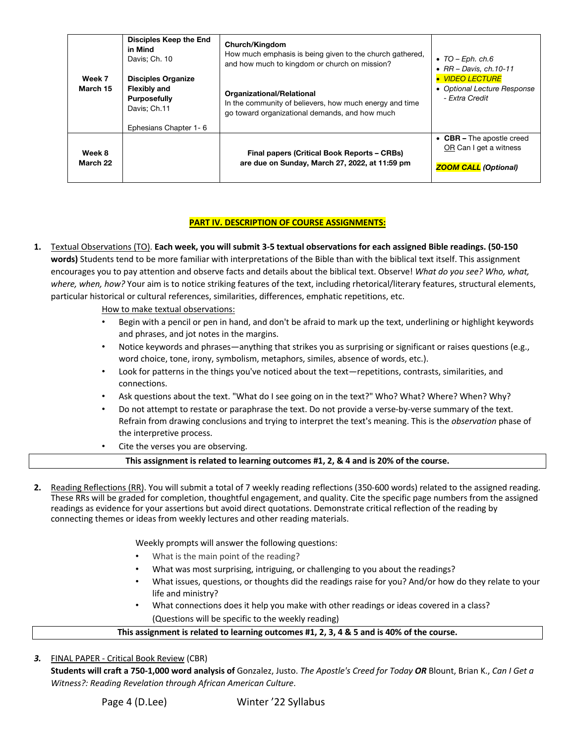| | | | |
|---|---|---|---|
| **Week 7** **March 15** | **Disciples Keep the End in Mind** Davis; Ch. 10 **Disciples Organize Flexibly and Purposefully** Davis; Ch.11 Ephesians Chapter 1- 6 | **Church/Kingdom** How much emphasis is being given to the church gathered, and how much to kingdom or church on mission? **Organizational/Relational** In the community of believers, how much energy and time go toward organizational demands, and how much | • *TO – Eph. ch.6* • *RR – Davis, ch.10-11* • *VIDEO LECTURE* • *Optional Lecture Response - Extra Credit* |
| **Week 8** **March 22** | | **Final papers (Critical Book Reports – CRBs) are due on Sunday, March 27, 2022, at 11:59 pm** | • **CBR –** The apostle creed OR Can I get a witness ***ZOOM CALL*** ***(Optional)*** |

## PART IV. DESCRIPTION OF COURSE ASSIGNMENTS:

1. Textual Observations (TO). **Each week, you will submit 3-5 textual observations for each assigned Bible readings. (50-150 words)** Students tend to be more familiar with interpretations of the Bible than with the biblical text itself. This assignment encourages you to pay attention and observe facts and details about the biblical text. Observe! *What do you see? Who, what, where, when, how?* Your aim is to notice striking features of the text, including rhetorical/literary features, structural elements, particular historical or cultural references, similarities, differences, emphatic repetitions, etc.

   How to make textual observations:

   - Begin with a pencil or pen in hand, and don't be afraid to mark up the text, underlining or highlight keywords and phrases, and jot notes in the margins.
   - Notice keywords and phrases—anything that strikes you as surprising or significant or raises questions (e.g., word choice, tone, irony, symbolism, metaphors, similes, absence of words, etc.).
   - Look for patterns in the things you've noticed about the text—repetitions, contrasts, similarities, and connections.
   - Ask questions about the text. "What do I see going on in the text?" Who? What? Where? When? Why?
   - Do not attempt to restate or paraphrase the text. Do not provide a verse-by-verse summary of the text. Refrain from drawing conclusions and trying to interpret the text's meaning. This is the *observation* phase of the interpretive process.
   - Cite the verses you are observing.

   **This assignment is related to learning outcomes #1, 2, & 4 and is 20% of the course.**

2. Reading Reflections (RR). You will submit a total of 7 weekly reading reflections (350-600 words) related to the assigned reading. These RRs will be graded for completion, thoughtful engagement, and quality. Cite the specific page numbers from the assigned readings as evidence for your assertions but avoid direct quotations. Demonstrate critical reflection of the reading by connecting themes or ideas from weekly lectures and other reading materials.

   Weekly prompts will answer the following questions:

   - What is the main point of the reading?
   - What was most surprising, intriguing, or challenging to you about the readings?
   - What issues, questions, or thoughts did the readings raise for you? And/or how do they relate to your life and ministry?
   - What connections does it help you make with other readings or ideas covered in a class? (Questions will be specific to the weekly reading)

   **This assignment is related to learning outcomes #1, 2, 3, 4 & 5 and is 40% of the course.**

3. FINAL PAPER - Critical Book Review (CBR)

   **Students will craft a 750-1,000 word analysis of** Gonzalez, Justo. *The Apostle's Creed for Today* ***OR*** Blount, Brian K., *Can I Get a Witness?: Reading Revelation through African American Culture*.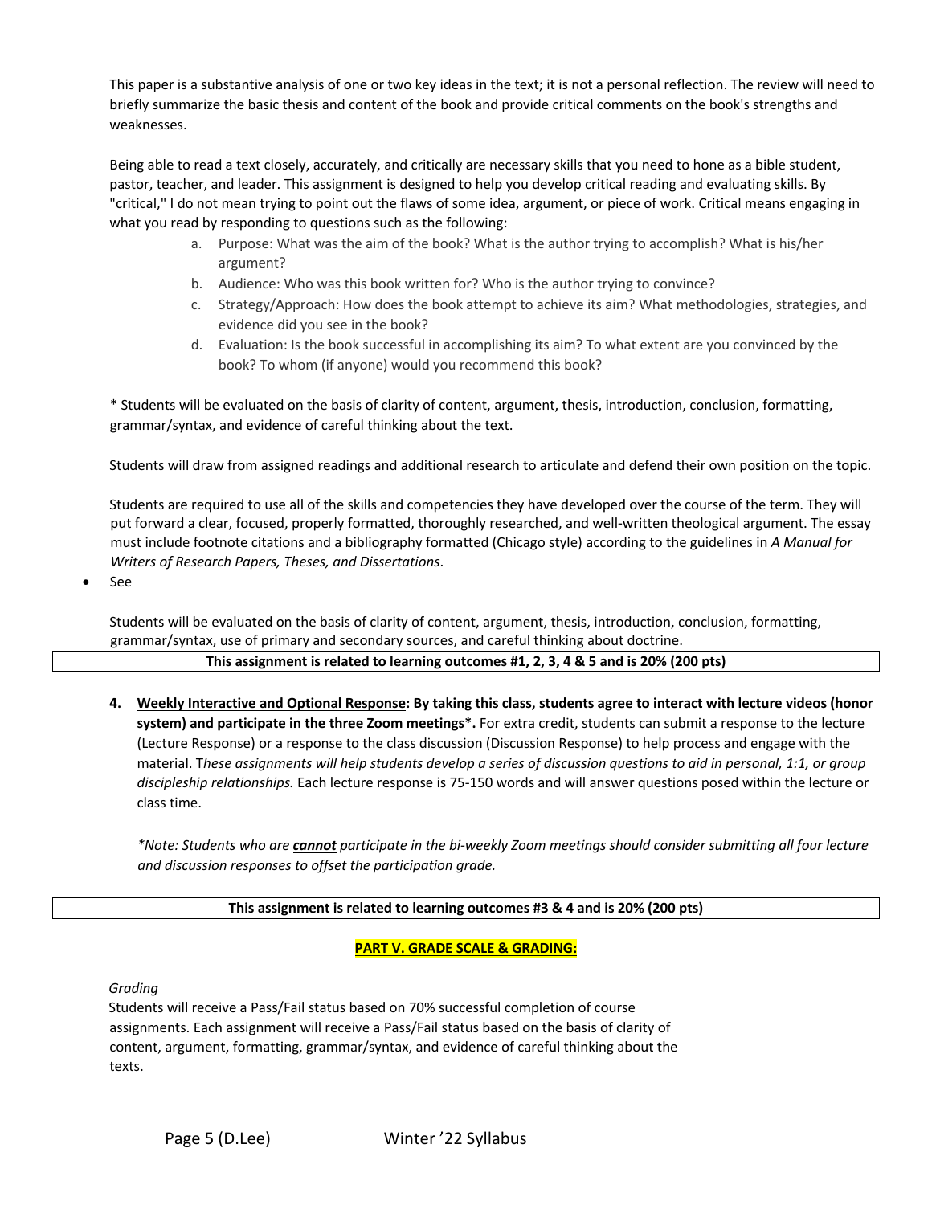This paper is a substantive analysis of one or two key ideas in the text; it is not a personal reflection. The review will need to briefly summarize the basic thesis and content of the book and provide critical comments on the book's strengths and weaknesses.

Being able to read a text closely, accurately, and critically are necessary skills that you need to hone as a bible student, pastor, teacher, and leader. This assignment is designed to help you develop critical reading and evaluating skills. By "critical," I do not mean trying to point out the flaws of some idea, argument, or piece of work. Critical means engaging in what you read by responding to questions such as the following:

a. Purpose: What was the aim of the book? What is the author trying to accomplish? What is his/her argument?
b. Audience: Who was this book written for? Who is the author trying to convince?
c. Strategy/Approach: How does the book attempt to achieve its aim? What methodologies, strategies, and evidence did you see in the book?
d. Evaluation: Is the book successful in accomplishing its aim? To what extent are you convinced by the book? To whom (if anyone) would you recommend this book?

* Students will be evaluated on the basis of clarity of content, argument, thesis, introduction, conclusion, formatting, grammar/syntax, and evidence of careful thinking about the text.

Students will draw from assigned readings and additional research to articulate and defend their own position on the topic.

Students are required to use all of the skills and competencies they have developed over the course of the term. They will put forward a clear, focused, properly formatted, thoroughly researched, and well-written theological argument. The essay must include footnote citations and a bibliography formatted (Chicago style) according to the guidelines in *A Manual for Writers of Research Papers, Theses, and Dissertations*.

- See

Students will be evaluated on the basis of clarity of content, argument, thesis, introduction, conclusion, formatting, grammar/syntax, use of primary and secondary sources, and careful thinking about doctrine.

**This assignment is related to learning outcomes #1, 2, 3, 4 & 5 and is 20% (200 pts)**

4. **<u>Weekly Interactive and Optional Response</u>: By taking this class, students agree to interact with lecture videos (honor system) and participate in the three Zoom meetings*.** For extra credit, students can submit a response to the lecture (Lecture Response) or a response to the class discussion (Discussion Response) to help process and engage with the material. T*hese assignments will help students develop a series of discussion questions to aid in personal, 1:1, or group discipleship relationships.* Each lecture response is 75-150 words and will answer questions posed within the lecture or class time.

   **Note: Students who are* ***<u>cannot</u>*** *participate in the bi-weekly Zoom meetings should consider submitting all four lecture and discussion responses to offset the participation grade.*

**This assignment is related to learning outcomes #3 & 4 and is 20% (200 pts)**

## PART V. GRADE SCALE & GRADING:

*Grading*

Students will receive a Pass/Fail status based on 70% successful completion of course assignments. Each assignment will receive a Pass/Fail status based on the basis of clarity of content, argument, formatting, grammar/syntax, and evidence of careful thinking about the texts.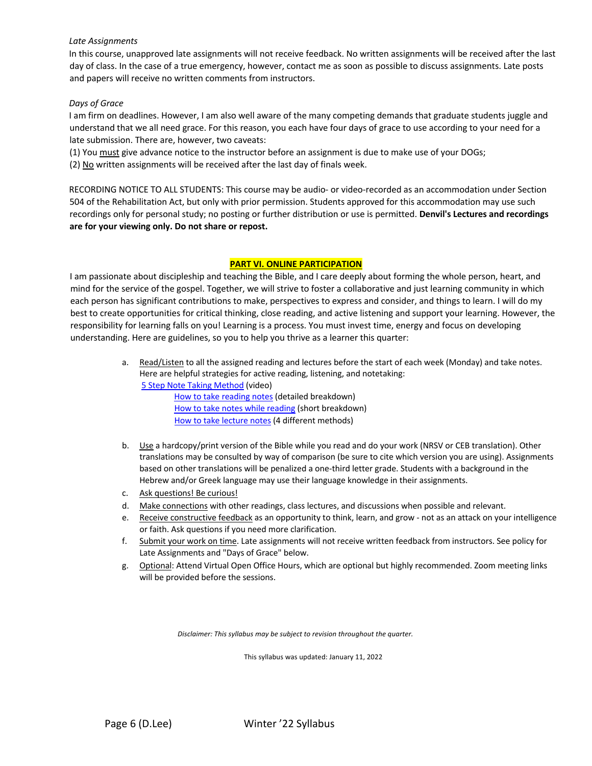*Late Assignments*

In this course, unapproved late assignments will not receive feedback. No written assignments will be received after the last day of class. In the case of a true emergency, however, contact me as soon as possible to discuss assignments. Late posts and papers will receive no written comments from instructors.

*Days of Grace*

I am firm on deadlines. However, I am also well aware of the many competing demands that graduate students juggle and understand that we all need grace. For this reason, you each have four days of grace to use according to your need for a late submission. There are, however, two caveats:

(1) You must give advance notice to the instructor before an assignment is due to make use of your DOGs;
(2) No written assignments will be received after the last day of finals week.

RECORDING NOTICE TO ALL STUDENTS: This course may be audio- or video-recorded as an accommodation under Section 504 of the Rehabilitation Act, but only with prior permission. Students approved for this accommodation may use such recordings only for personal study; no posting or further distribution or use is permitted. **Denvil's Lectures and recordings are for your viewing only. Do not share or repost.**

## PART VI. ONLINE PARTICIPATION

I am passionate about discipleship and teaching the Bible, and I care deeply about forming the whole person, heart, and mind for the service of the gospel. Together, we will strive to foster a collaborative and just learning community in which each person has significant contributions to make, perspectives to express and consider, and things to learn. I will do my best to create opportunities for critical thinking, close reading, and active listening and support your learning. However, the responsibility for learning falls on you! Learning is a process. You must invest time, energy and focus on developing understanding. Here are guidelines, so you to help you thrive as a learner this quarter:

a. Read/Listen to all the assigned reading and lectures before the start of each week (Monday) and take notes. Here are helpful strategies for active reading, listening, and notetaking:
   - 5 Step Note Taking Method (video)
   - How to take reading notes (detailed breakdown)
   - How to take notes while reading (short breakdown)
   - How to take lecture notes (4 different methods)

b. Use a hardcopy/print version of the Bible while you read and do your work (NRSV or CEB translation). Other translations may be consulted by way of comparison (be sure to cite which version you are using). Assignments based on other translations will be penalized a one-third letter grade. Students with a background in the Hebrew and/or Greek language may use their language knowledge in their assignments.

c. Ask questions! Be curious!

d. Make connections with other readings, class lectures, and discussions when possible and relevant.

e. Receive constructive feedback as an opportunity to think, learn, and grow - not as an attack on your intelligence or faith. Ask questions if you need more clarification.

f. Submit your work on time. Late assignments will not receive written feedback from instructors. See policy for Late Assignments and "Days of Grace" below.

g. Optional: Attend Virtual Open Office Hours, which are optional but highly recommended. Zoom meeting links will be provided before the sessions.

*Disclaimer: This syllabus may be subject to revision throughout the quarter.*

This syllabus was updated: January 11, 2022